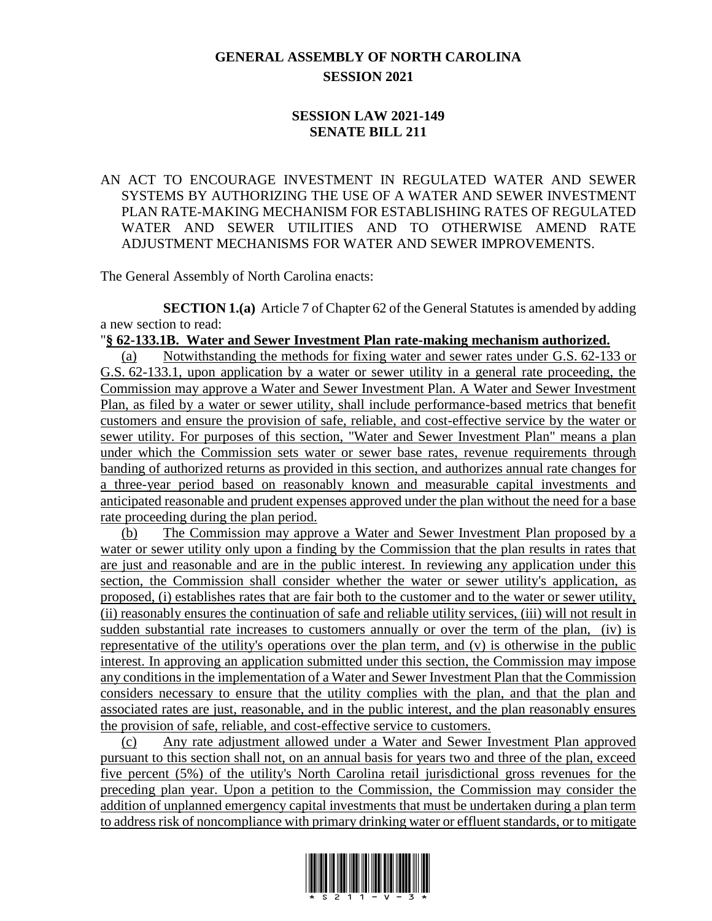# GENERAL ASSEMBLY OF NORTH CAROLINA
## SESSION 2021

## SESSION LAW 2021-149
## SENATE BILL 211

AN ACT TO ENCOURAGE INVESTMENT IN REGULATED WATER AND SEWER SYSTEMS BY AUTHORIZING THE USE OF A WATER AND SEWER INVESTMENT PLAN RATE-MAKING MECHANISM FOR ESTABLISHING RATES OF REGULATED WATER AND SEWER UTILITIES AND TO OTHERWISE AMEND RATE ADJUSTMENT MECHANISMS FOR WATER AND SEWER IMPROVEMENTS.

The General Assembly of North Carolina enacts:

**SECTION 1.(a)** Article 7 of Chapter 62 of the General Statutes is amended by adding a new section to read:

"**§ 62-133.1B. Water and Sewer Investment Plan rate-making mechanism authorized.**

(a) Notwithstanding the methods for fixing water and sewer rates under G.S. 62-133 or G.S. 62-133.1, upon application by a water or sewer utility in a general rate proceeding, the Commission may approve a Water and Sewer Investment Plan. A Water and Sewer Investment Plan, as filed by a water or sewer utility, shall include performance-based metrics that benefit customers and ensure the provision of safe, reliable, and cost-effective service by the water or sewer utility. For purposes of this section, "Water and Sewer Investment Plan" means a plan under which the Commission sets water or sewer base rates, revenue requirements through banding of authorized returns as provided in this section, and authorizes annual rate changes for a three-year period based on reasonably known and measurable capital investments and anticipated reasonable and prudent expenses approved under the plan without the need for a base rate proceeding during the plan period.

(b) The Commission may approve a Water and Sewer Investment Plan proposed by a water or sewer utility only upon a finding by the Commission that the plan results in rates that are just and reasonable and are in the public interest. In reviewing any application under this section, the Commission shall consider whether the water or sewer utility's application, as proposed, (i) establishes rates that are fair both to the customer and to the water or sewer utility, (ii) reasonably ensures the continuation of safe and reliable utility services, (iii) will not result in sudden substantial rate increases to customers annually or over the term of the plan, (iv) is representative of the utility's operations over the plan term, and (v) is otherwise in the public interest. In approving an application submitted under this section, the Commission may impose any conditions in the implementation of a Water and Sewer Investment Plan that the Commission considers necessary to ensure that the utility complies with the plan, and that the plan and associated rates are just, reasonable, and in the public interest, and the plan reasonably ensures the provision of safe, reliable, and cost-effective service to customers.

(c) Any rate adjustment allowed under a Water and Sewer Investment Plan approved pursuant to this section shall not, on an annual basis for years two and three of the plan, exceed five percent (5%) of the utility's North Carolina retail jurisdictional gross revenues for the preceding plan year. Upon a petition to the Commission, the Commission may consider the addition of unplanned emergency capital investments that must be undertaken during a plan term to address risk of noncompliance with primary drinking water or effluent standards, or to mitigate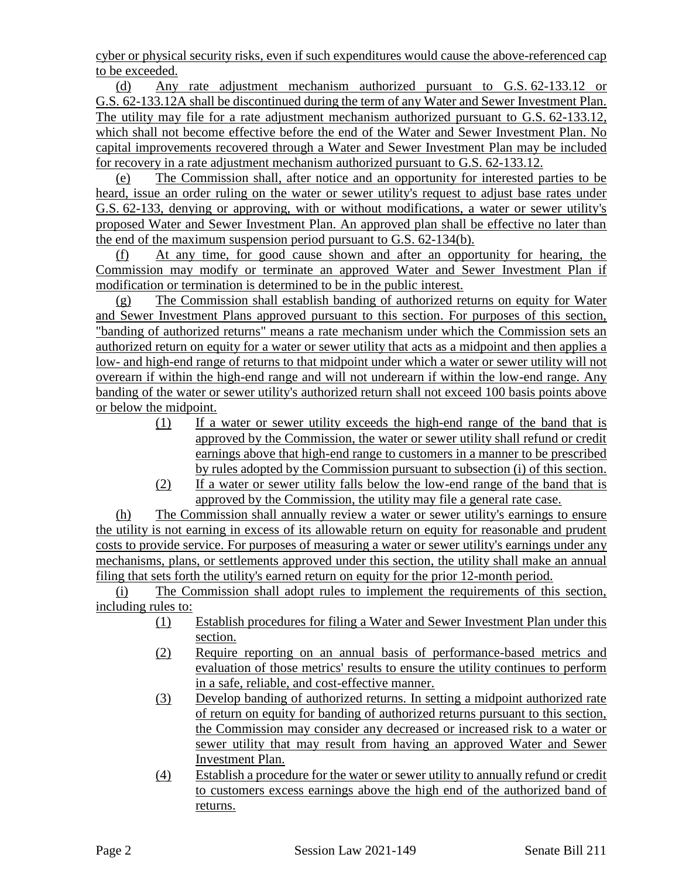cyber or physical security risks, even if such expenditures would cause the above-referenced cap to be exceeded.

(d) Any rate adjustment mechanism authorized pursuant to G.S. 62-133.12 or G.S. 62-133.12A shall be discontinued during the term of any Water and Sewer Investment Plan. The utility may file for a rate adjustment mechanism authorized pursuant to G.S. 62-133.12, which shall not become effective before the end of the Water and Sewer Investment Plan. No capital improvements recovered through a Water and Sewer Investment Plan may be included for recovery in a rate adjustment mechanism authorized pursuant to G.S. 62-133.12.

(e) The Commission shall, after notice and an opportunity for interested parties to be heard, issue an order ruling on the water or sewer utility's request to adjust base rates under G.S. 62-133, denying or approving, with or without modifications, a water or sewer utility's proposed Water and Sewer Investment Plan. An approved plan shall be effective no later than the end of the maximum suspension period pursuant to G.S. 62-134(b).

(f) At any time, for good cause shown and after an opportunity for hearing, the Commission may modify or terminate an approved Water and Sewer Investment Plan if modification or termination is determined to be in the public interest.

(g) The Commission shall establish banding of authorized returns on equity for Water and Sewer Investment Plans approved pursuant to this section. For purposes of this section, "banding of authorized returns" means a rate mechanism under which the Commission sets an authorized return on equity for a water or sewer utility that acts as a midpoint and then applies a low- and high-end range of returns to that midpoint under which a water or sewer utility will not overearn if within the high-end range and will not underearn if within the low-end range. Any banding of the water or sewer utility's authorized return shall not exceed 100 basis points above or below the midpoint.

(1) If a water or sewer utility exceeds the high-end range of the band that is approved by the Commission, the water or sewer utility shall refund or credit earnings above that high-end range to customers in a manner to be prescribed by rules adopted by the Commission pursuant to subsection (i) of this section.

(2) If a water or sewer utility falls below the low-end range of the band that is approved by the Commission, the utility may file a general rate case.

(h) The Commission shall annually review a water or sewer utility's earnings to ensure the utility is not earning in excess of its allowable return on equity for reasonable and prudent costs to provide service. For purposes of measuring a water or sewer utility's earnings under any mechanisms, plans, or settlements approved under this section, the utility shall make an annual filing that sets forth the utility's earned return on equity for the prior 12-month period.

(i) The Commission shall adopt rules to implement the requirements of this section, including rules to:

(1) Establish procedures for filing a Water and Sewer Investment Plan under this section.

(2) Require reporting on an annual basis of performance-based metrics and evaluation of those metrics' results to ensure the utility continues to perform in a safe, reliable, and cost-effective manner.

(3) Develop banding of authorized returns. In setting a midpoint authorized rate of return on equity for banding of authorized returns pursuant to this section, the Commission may consider any decreased or increased risk to a water or sewer utility that may result from having an approved Water and Sewer Investment Plan.

(4) Establish a procedure for the water or sewer utility to annually refund or credit to customers excess earnings above the high end of the authorized band of returns.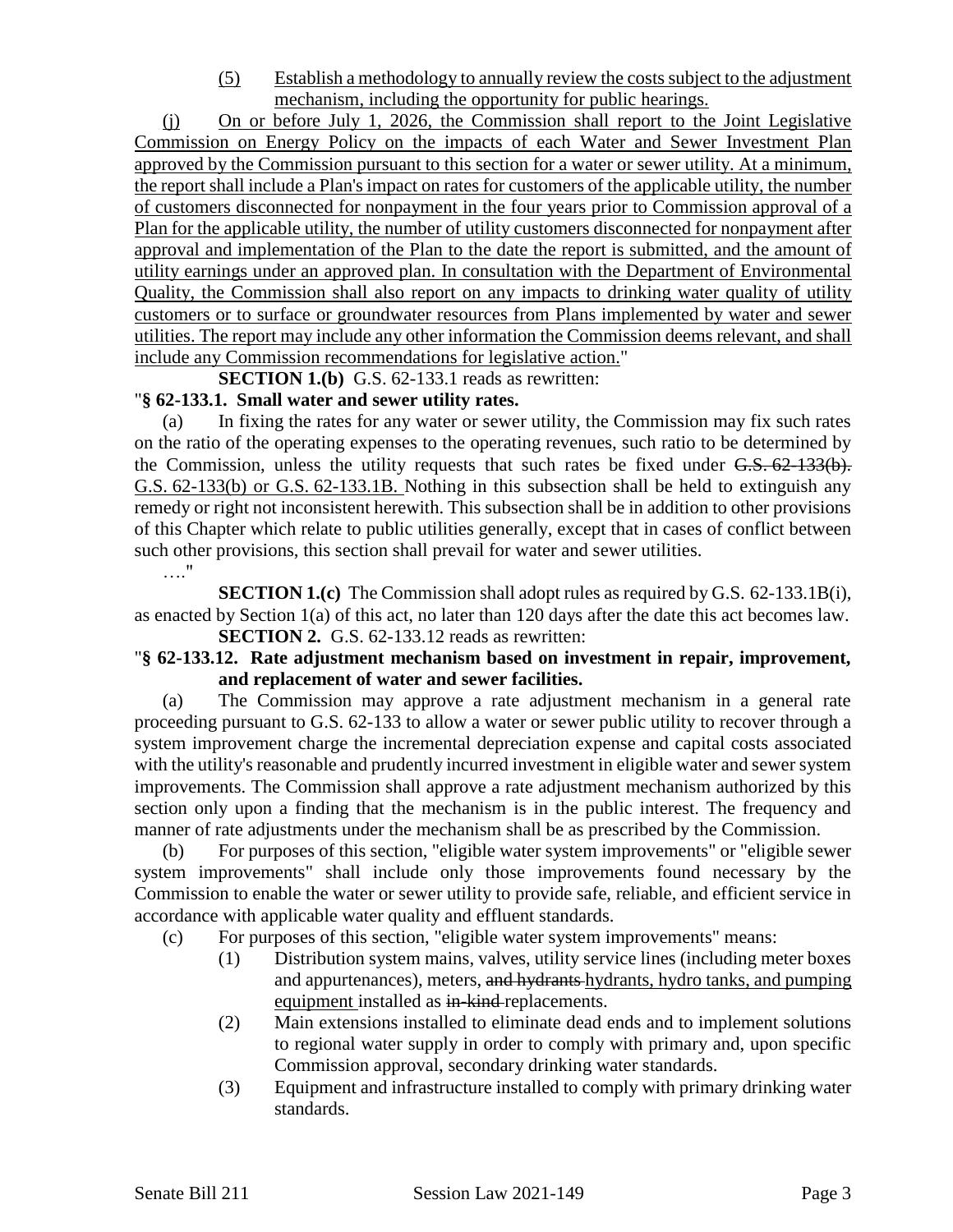(5) Establish a methodology to annually review the costs subject to the adjustment mechanism, including the opportunity for public hearings.

(j) On or before July 1, 2026, the Commission shall report to the Joint Legislative Commission on Energy Policy on the impacts of each Water and Sewer Investment Plan approved by the Commission pursuant to this section for a water or sewer utility. At a minimum, the report shall include a Plan's impact on rates for customers of the applicable utility, the number of customers disconnected for nonpayment in the four years prior to Commission approval of a Plan for the applicable utility, the number of utility customers disconnected for nonpayment after approval and implementation of the Plan to the date the report is submitted, and the amount of utility earnings under an approved plan. In consultation with the Department of Environmental Quality, the Commission shall also report on any impacts to drinking water quality of utility customers or to surface or groundwater resources from Plans implemented by water and sewer utilities. The report may include any other information the Commission deems relevant, and shall include any Commission recommendations for legislative action."

**SECTION 1.(b)** G.S. 62-133.1 reads as rewritten:

"**§ 62-133.1. Small water and sewer utility rates.**

(a) In fixing the rates for any water or sewer utility, the Commission may fix such rates on the ratio of the operating expenses to the operating revenues, such ratio to be determined by the Commission, unless the utility requests that such rates be fixed under ~~G.S. 62-133(b).~~ G.S. 62-133(b) or G.S. 62-133.1B. Nothing in this subsection shall be held to extinguish any remedy or right not inconsistent herewith. This subsection shall be in addition to other provisions of this Chapter which relate to public utilities generally, except that in cases of conflict between such other provisions, this section shall prevail for water and sewer utilities.

…."

**SECTION 1.(c)** The Commission shall adopt rules as required by G.S. 62-133.1B(i), as enacted by Section 1(a) of this act, no later than 120 days after the date this act becomes law.

**SECTION 2.** G.S. 62-133.12 reads as rewritten:

"**§ 62-133.12. Rate adjustment mechanism based on investment in repair, improvement, and replacement of water and sewer facilities.**

(a) The Commission may approve a rate adjustment mechanism in a general rate proceeding pursuant to G.S. 62-133 to allow a water or sewer public utility to recover through a system improvement charge the incremental depreciation expense and capital costs associated with the utility's reasonable and prudently incurred investment in eligible water and sewer system improvements. The Commission shall approve a rate adjustment mechanism authorized by this section only upon a finding that the mechanism is in the public interest. The frequency and manner of rate adjustments under the mechanism shall be as prescribed by the Commission.

(b) For purposes of this section, "eligible water system improvements" or "eligible sewer system improvements" shall include only those improvements found necessary by the Commission to enable the water or sewer utility to provide safe, reliable, and efficient service in accordance with applicable water quality and effluent standards.

(c) For purposes of this section, "eligible water system improvements" means:

(1) Distribution system mains, valves, utility service lines (including meter boxes and appurtenances), meters, ~~and hydrants~~ hydrants, hydro tanks, and pumping equipment installed as ~~in-kind~~ replacements.

(2) Main extensions installed to eliminate dead ends and to implement solutions to regional water supply in order to comply with primary and, upon specific Commission approval, secondary drinking water standards.

(3) Equipment and infrastructure installed to comply with primary drinking water standards.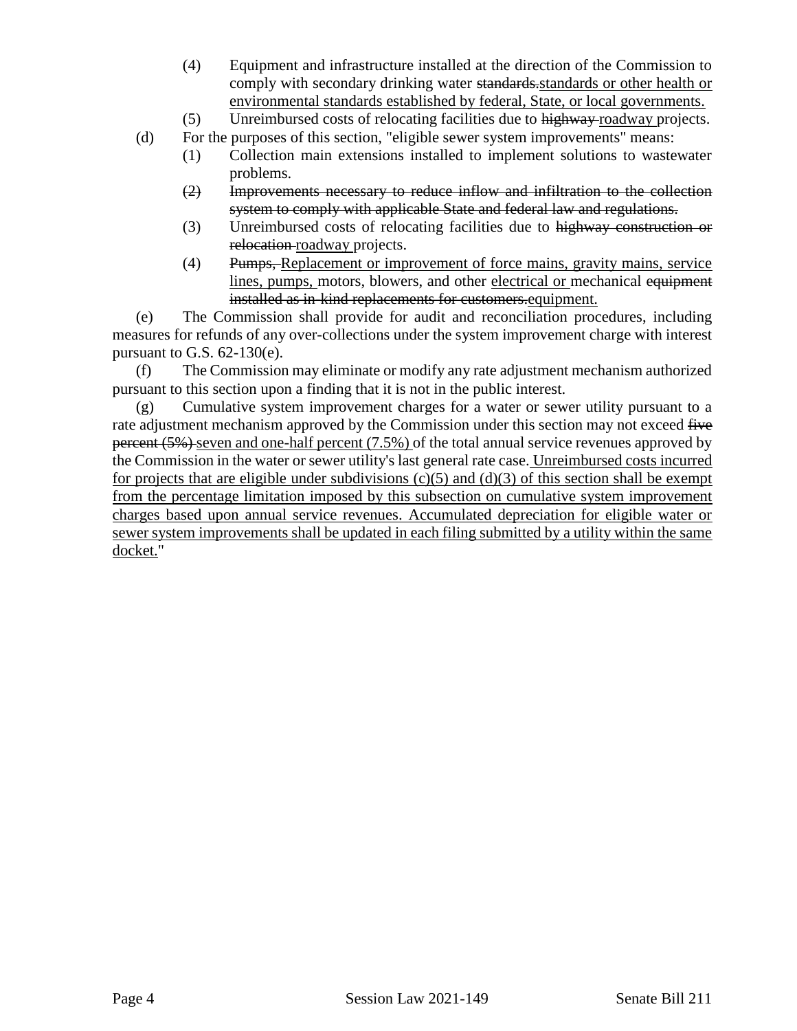(4) Equipment and infrastructure installed at the direction of the Commission to comply with secondary drinking water ~~standards.~~standards or other health or environmental standards established by federal, State, or local governments.

(5) Unreimbursed costs of relocating facilities due to ~~highway~~ roadway projects.

(d) For the purposes of this section, "eligible sewer system improvements" means:

(1) Collection main extensions installed to implement solutions to wastewater problems.

~~(2) Improvements necessary to reduce inflow and infiltration to the collection system to comply with applicable State and federal law and regulations.~~

(3) Unreimbursed costs of relocating facilities due to ~~highway construction or relocation~~ roadway projects.

(4) ~~Pumps,~~ Replacement or improvement of force mains, gravity mains, service lines, pumps, motors, blowers, and other electrical or mechanical ~~equipment installed as in-kind replacements for customers.~~equipment.

(e) The Commission shall provide for audit and reconciliation procedures, including measures for refunds of any over-collections under the system improvement charge with interest pursuant to G.S. 62-130(e).

(f) The Commission may eliminate or modify any rate adjustment mechanism authorized pursuant to this section upon a finding that it is not in the public interest.

(g) Cumulative system improvement charges for a water or sewer utility pursuant to a rate adjustment mechanism approved by the Commission under this section may not exceed ~~five percent (5%)~~ seven and one-half percent (7.5%) of the total annual service revenues approved by the Commission in the water or sewer utility's last general rate case. Unreimbursed costs incurred for projects that are eligible under subdivisions (c)(5) and (d)(3) of this section shall be exempt from the percentage limitation imposed by this subsection on cumulative system improvement charges based upon annual service revenues. Accumulated depreciation for eligible water or sewer system improvements shall be updated in each filing submitted by a utility within the same docket."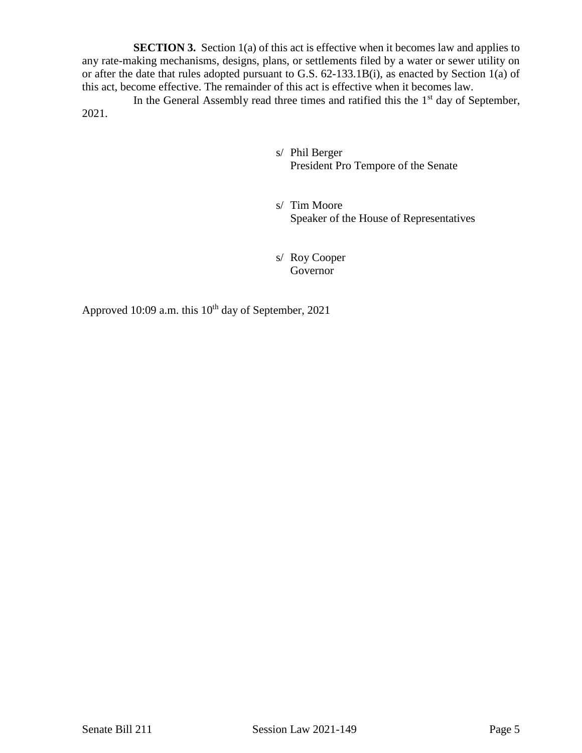**SECTION 3.** Section 1(a) of this act is effective when it becomes law and applies to any rate-making mechanisms, designs, plans, or settlements filed by a water or sewer utility on or after the date that rules adopted pursuant to G.S. 62-133.1B(i), as enacted by Section 1(a) of this act, become effective. The remainder of this act is effective when it becomes law.

In the General Assembly read three times and ratified this the 1st day of September, 2021.

s/ Phil Berger
President Pro Tempore of the Senate

s/ Tim Moore
Speaker of the House of Representatives

s/ Roy Cooper
Governor

Approved 10:09 a.m. this 10th day of September, 2021